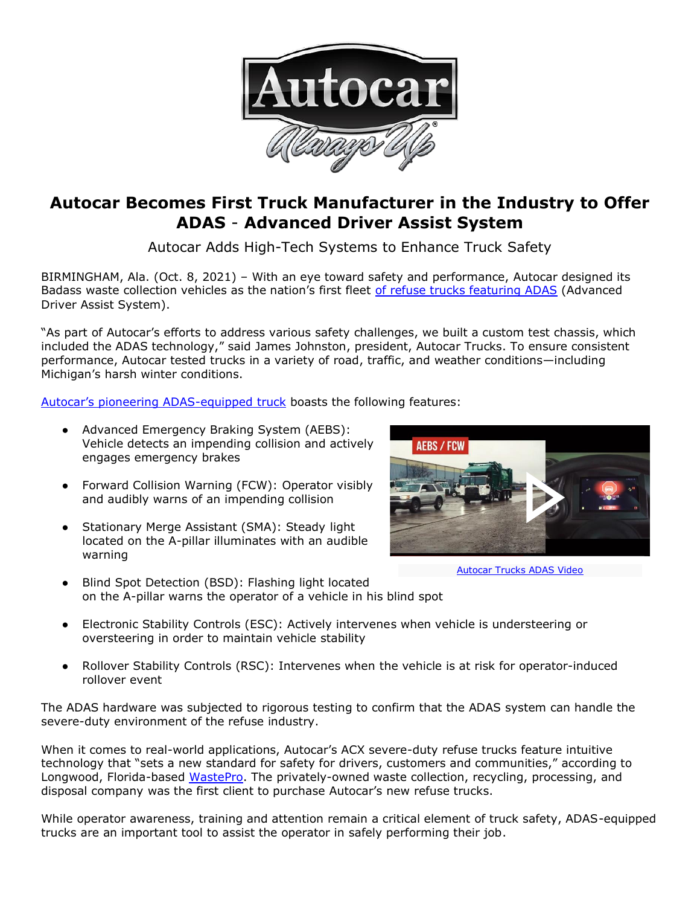# Autocar Becomes First Truck Manufacturer in the Industry to Offer ADAS - Advanced Driver Assist System

Autocar Adds High-Tech Systems to Enhance Truck Safety

BIRMINGHAM, Ala. (Oct. 8, 2021) – With an eye toward safety and performance, Autocar designed its Badass waste collection vehicles as the nation's first fleet of refuse trucks featuring ADAS (Advanced Driver Assist System).

"As part of Autocar's efforts to address various safety challenges, we built a custom test chassis, which included the ADAS technology," said James Johnston, president, Autocar Trucks. To ensure consistent performance, Autocar tested trucks in a variety of road, traffic, and weather conditions—including Michigan's harsh winter conditions.

Autocar's pioneering ADAS-equipped truck boasts the following features:

- Advanced Emergency Braking System (AEBS): Vehicle detects an impending collision and actively engages emergency brakes
- Forward Collision Warning (FCW): Operator visibly and audibly warns of an impending collision
- Stationary Merge Assistant (SMA): Steady light located on the A-pillar illuminates with an audible warning
- Blind Spot Detection (BSD): Flashing light located on the A-pillar warns the operator of a vehicle in his blind spot
- Electronic Stability Controls (ESC): Actively intervenes when vehicle is understeering or oversteering in order to maintain vehicle stability
- Rollover Stability Controls (RSC): Intervenes when the vehicle is at risk for operator-induced rollover event

Autocar Trucks ADAS Video

The ADAS hardware was subjected to rigorous testing to confirm that the ADAS system can handle the severe-duty environment of the refuse industry.

When it comes to real-world applications, Autocar's ACX severe-duty refuse trucks feature intuitive technology that "sets a new standard for safety for drivers, customers and communities," according to Longwood, Florida-based WastePro. The privately-owned waste collection, recycling, processing, and disposal company was the first client to purchase Autocar's new refuse trucks.

While operator awareness, training and attention remain a critical element of truck safety, ADAS-equipped trucks are an important tool to assist the operator in safely performing their job.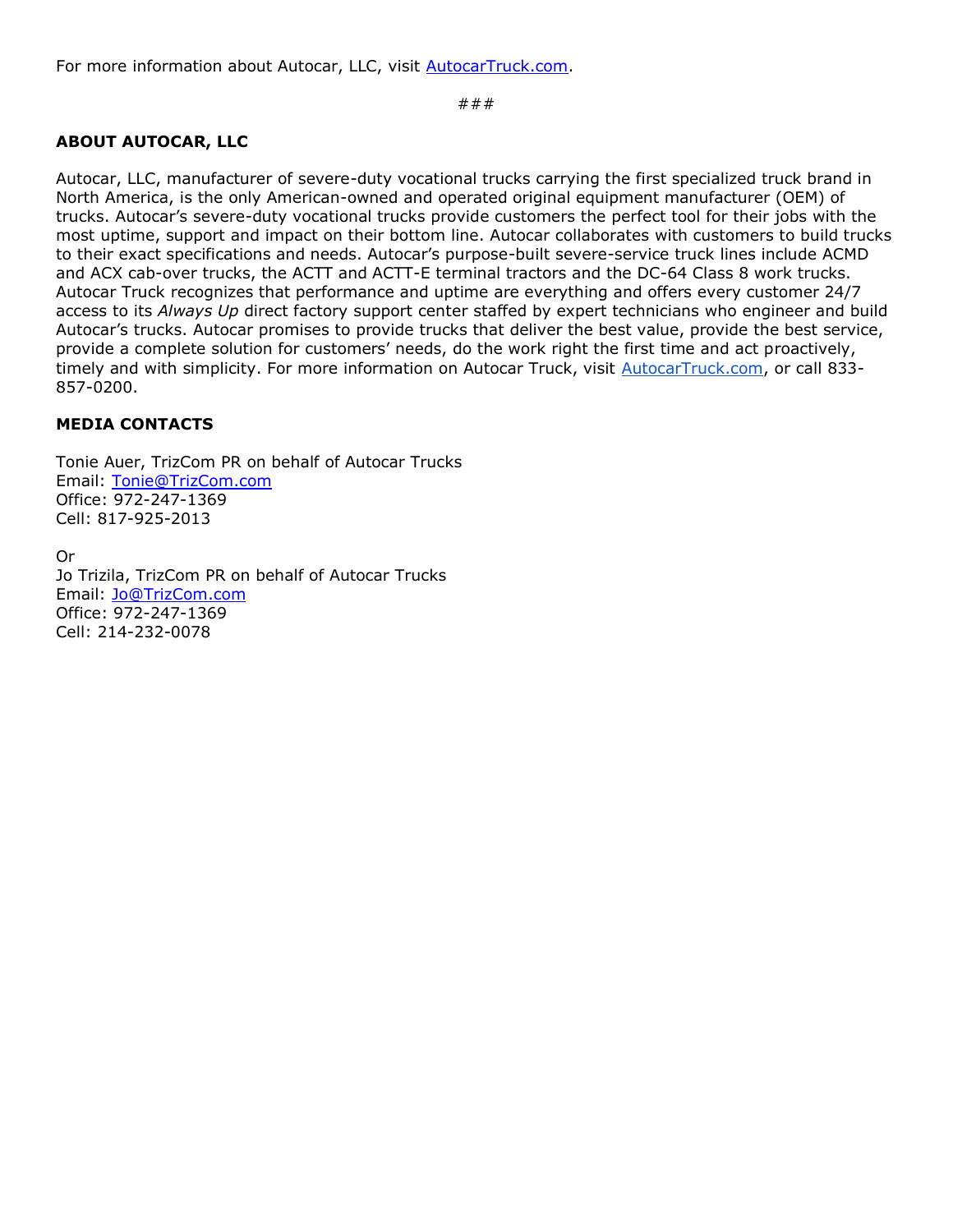For more information about Autocar, LLC, visit AutocarTruck.com.

###

**ABOUT AUTOCAR, LLC**

Autocar, LLC, manufacturer of severe-duty vocational trucks carrying the first specialized truck brand in North America, is the only American-owned and operated original equipment manufacturer (OEM) of trucks. Autocar's severe-duty vocational trucks provide customers the perfect tool for their jobs with the most uptime, support and impact on their bottom line. Autocar collaborates with customers to build trucks to their exact specifications and needs. Autocar's purpose-built severe-service truck lines include ACMD and ACX cab-over trucks, the ACTT and ACTT-E terminal tractors and the DC-64 Class 8 work trucks. Autocar Truck recognizes that performance and uptime are everything and offers every customer 24/7 access to its *Always Up* direct factory support center staffed by expert technicians who engineer and build Autocar's trucks. Autocar promises to provide trucks that deliver the best value, provide the best service, provide a complete solution for customers' needs, do the work right the first time and act proactively, timely and with simplicity. For more information on Autocar Truck, visit AutocarTruck.com, or call 833-857-0200.

**MEDIA CONTACTS**

Tonie Auer, TrizCom PR on behalf of Autocar Trucks
Email: Tonie@TrizCom.com
Office: 972-247-1369
Cell: 817-925-2013

Or
Jo Trizila, TrizCom PR on behalf of Autocar Trucks
Email: Jo@TrizCom.com
Office: 972-247-1369
Cell: 214-232-0078